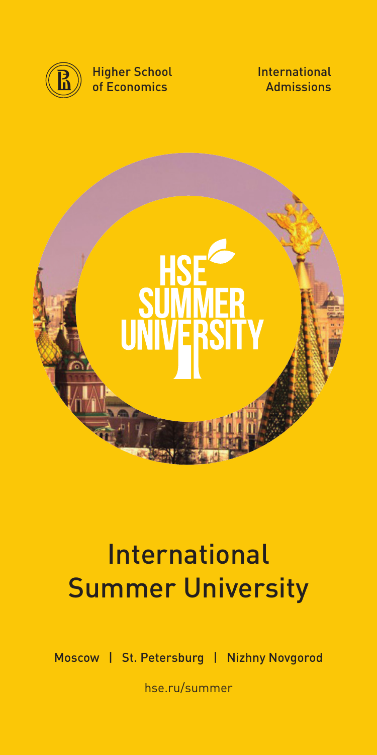Higher School of Economics

International Admissions

HSE SUMMER UNIVERSITY

# International Summer University

Moscow | St. Petersburg | Nizhny Novgorod

hse.ru/summer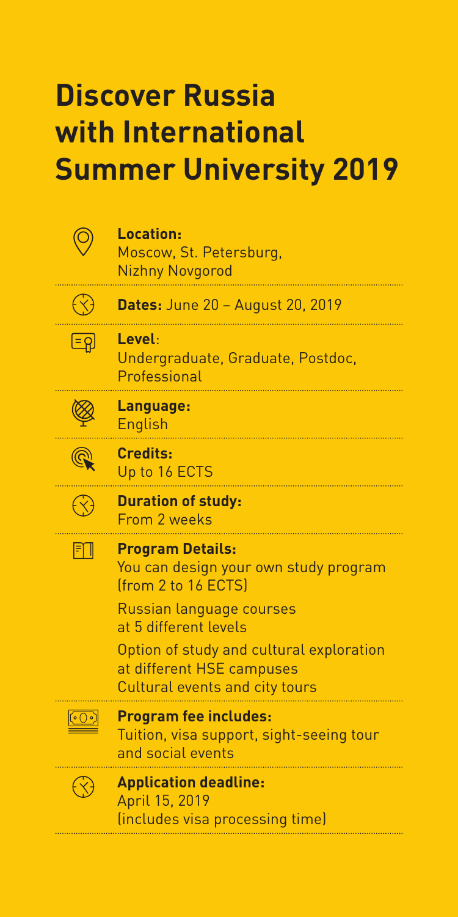# Discover Russia with International Summer University 2019

**Location:**
Moscow, St. Petersburg, Nizhny Novgorod

**Dates:** June 20 – August 20, 2019

**Level**:
Undergraduate, Graduate, Postdoc, Professional

**Language:**
English

**Credits:**
Up to 16 ECTS

**Duration of study:**
From 2 weeks

**Program Details:**
You can design your own study program (from 2 to 16 ECTS)

Russian language courses at 5 different levels

Option of study and cultural exploration at different HSE campuses
Cultural events and city tours

**Program fee includes:**
Tuition, visa support, sight-seeing tour and social events

**Application deadline:**
April 15, 2019
(includes visa processing time)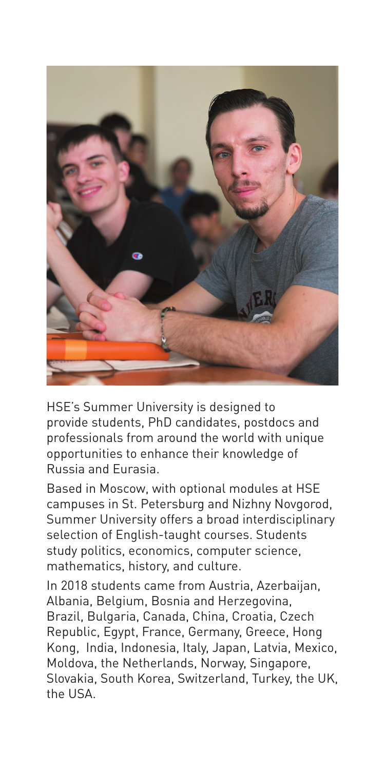HSE's Summer University is designed to provide students, PhD candidates, postdocs and professionals from around the world with unique opportunities to enhance their knowledge of Russia and Eurasia.

Based in Moscow, with optional modules at HSE campuses in St. Petersburg and Nizhny Novgorod, Summer University offers a broad interdisciplinary selection of English-taught courses. Students study politics, economics, computer science, mathematics, history, and culture.

In 2018 students came from Austria, Azerbaijan, Albania, Belgium, Bosnia and Herzegovina, Brazil, Bulgaria, Canada, China, Croatia, Czech Republic, Egypt, France, Germany, Greece, Hong Kong, India, Indonesia, Italy, Japan, Latvia, Mexico, Moldova, the Netherlands, Norway, Singapore, Slovakia, South Korea, Switzerland, Turkey, the UK, the USA.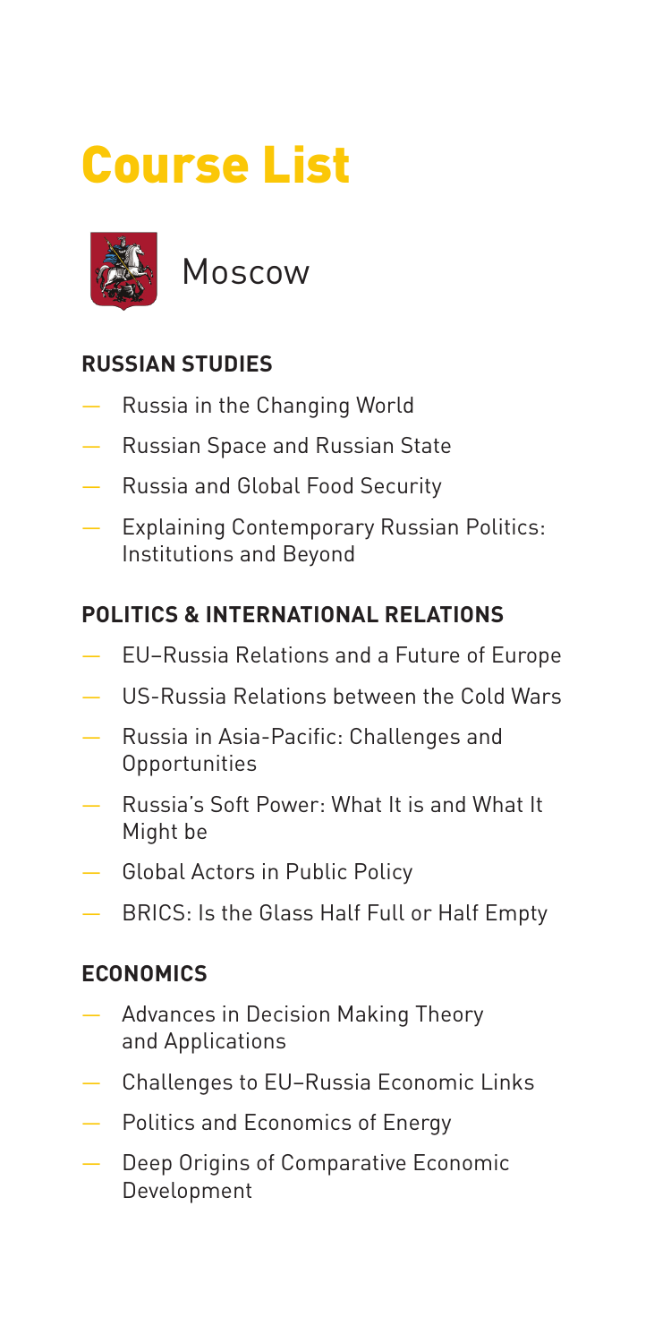# Course List

## Moscow

### RUSSIAN STUDIES

- Russia in the Changing World
- Russian Space and Russian State
- Russia and Global Food Security
- Explaining Contemporary Russian Politics: Institutions and Beyond

### POLITICS & INTERNATIONAL RELATIONS

- EU–Russia Relations and a Future of Europe
- US-Russia Relations between the Cold Wars
- Russia in Asia-Pacific: Challenges and Opportunities
- Russia's Soft Power: What It is and What It Might be
- Global Actors in Public Policy
- BRICS: Is the Glass Half Full or Half Empty

### ECONOMICS

- Advances in Decision Making Theory and Applications
- Challenges to EU–Russia Economic Links
- Politics and Economics of Energy
- Deep Origins of Comparative Economic Development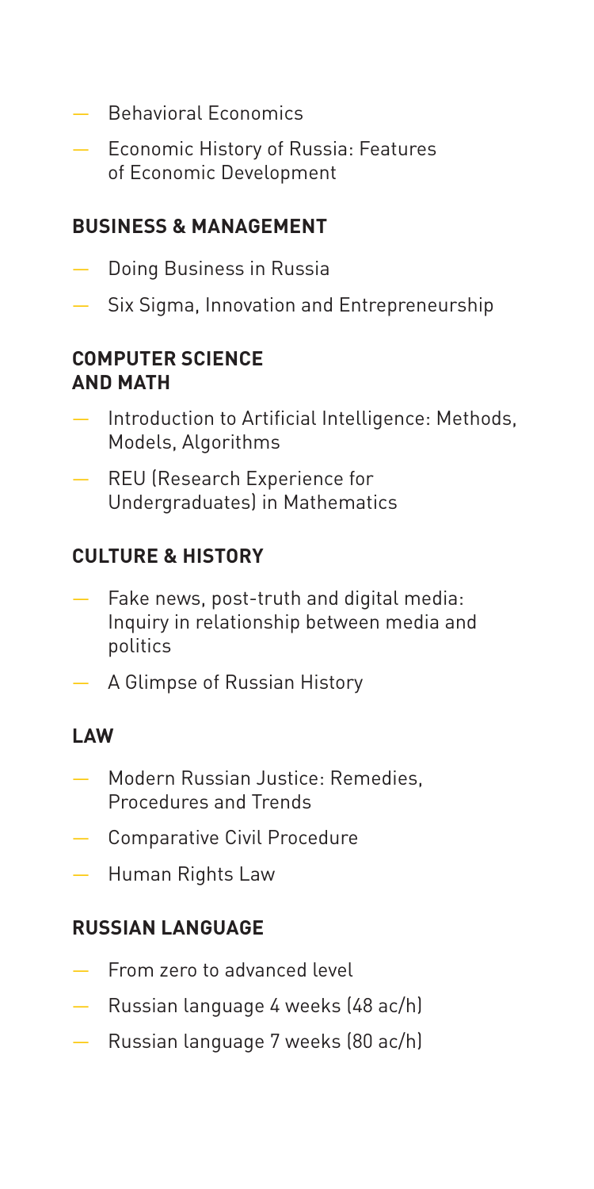- Behavioral Economics
- Economic History of Russia: Features of Economic Development

## BUSINESS & MANAGEMENT

- Doing Business in Russia
- Six Sigma, Innovation and Entrepreneurship

## COMPUTER SCIENCE AND MATH

- Introduction to Artificial Intelligence: Methods, Models, Algorithms
- REU (Research Experience for Undergraduates) in Mathematics

## CULTURE & HISTORY

- Fake news, post-truth and digital media: Inquiry in relationship between media and politics
- A Glimpse of Russian History

## LAW

- Modern Russian Justice: Remedies, Procedures and Trends
- Comparative Civil Procedure
- Human Rights Law

## RUSSIAN LANGUAGE

- From zero to advanced level
- Russian language 4 weeks (48 ac/h)
- Russian language 7 weeks (80 ac/h)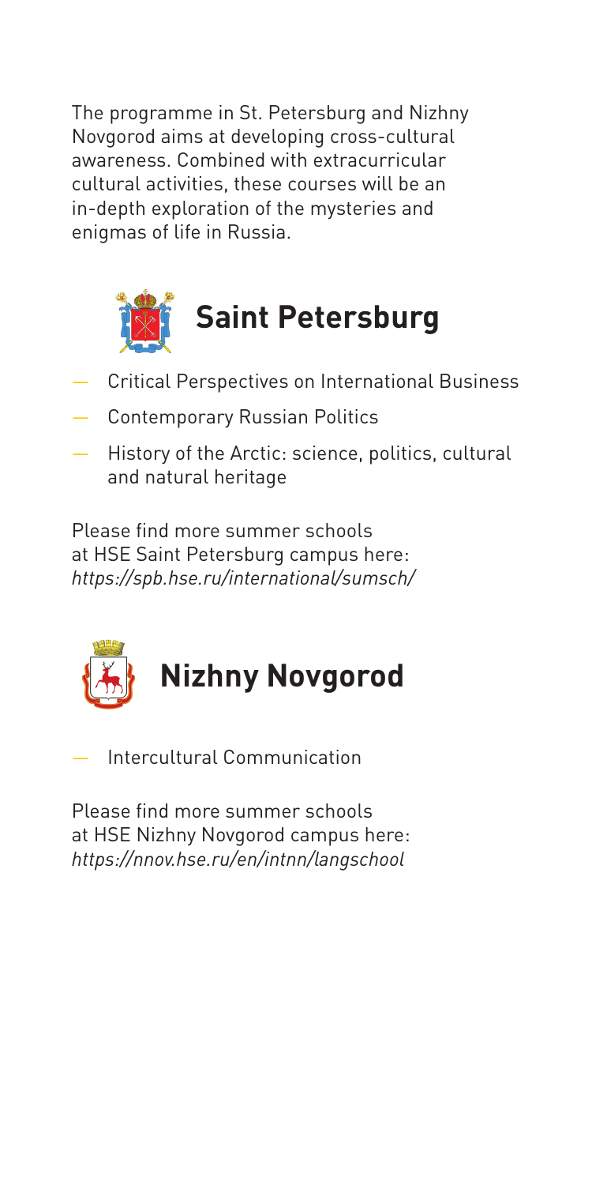The programme in St. Petersburg and Nizhny Novgorod aims at developing cross-cultural awareness. Combined with extracurricular cultural activities, these courses will be an in-depth exploration of the mysteries and enigmas of life in Russia.

## Saint Petersburg

- Critical Perspectives on International Business
- Contemporary Russian Politics
- History of the Arctic: science, politics, cultural and natural heritage

Please find more summer schools at HSE Saint Petersburg campus here: *https://spb.hse.ru/international/sumsch/*

## Nizhny Novgorod

- Intercultural Communication

Please find more summer schools at HSE Nizhny Novgorod campus here: *https://nnov.hse.ru/en/intnn/langschool*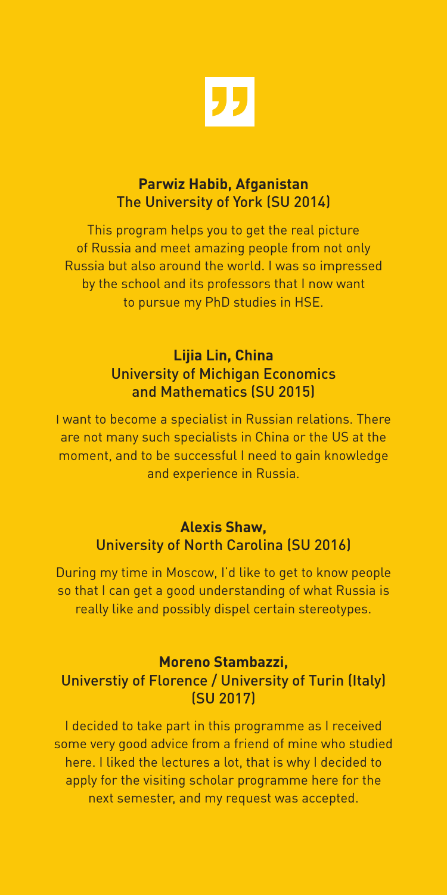**Parwiz Habib, Afganistan**
The University of York (SU 2014)

This program helps you to get the real picture of Russia and meet amazing people from not only Russia but also around the world. I was so impressed by the school and its professors that I now want to pursue my PhD studies in HSE.

**Lijia Lin, China**
University of Michigan Economics and Mathematics (SU 2015)

I want to become a specialist in Russian relations. There are not many such specialists in China or the US at the moment, and to be successful I need to gain knowledge and experience in Russia.

**Alexis Shaw,**
University of North Carolina (SU 2016)

During my time in Moscow, I'd like to get to know people so that I can get a good understanding of what Russia is really like and possibly dispel certain stereotypes.

**Moreno Stambazzi,**
Universtiy of Florence / University of Turin (Italy) (SU 2017)

I decided to take part in this programme as I received some very good advice from a friend of mine who studied here. I liked the lectures a lot, that is why I decided to apply for the visiting scholar programme here for the next semester, and my request was accepted.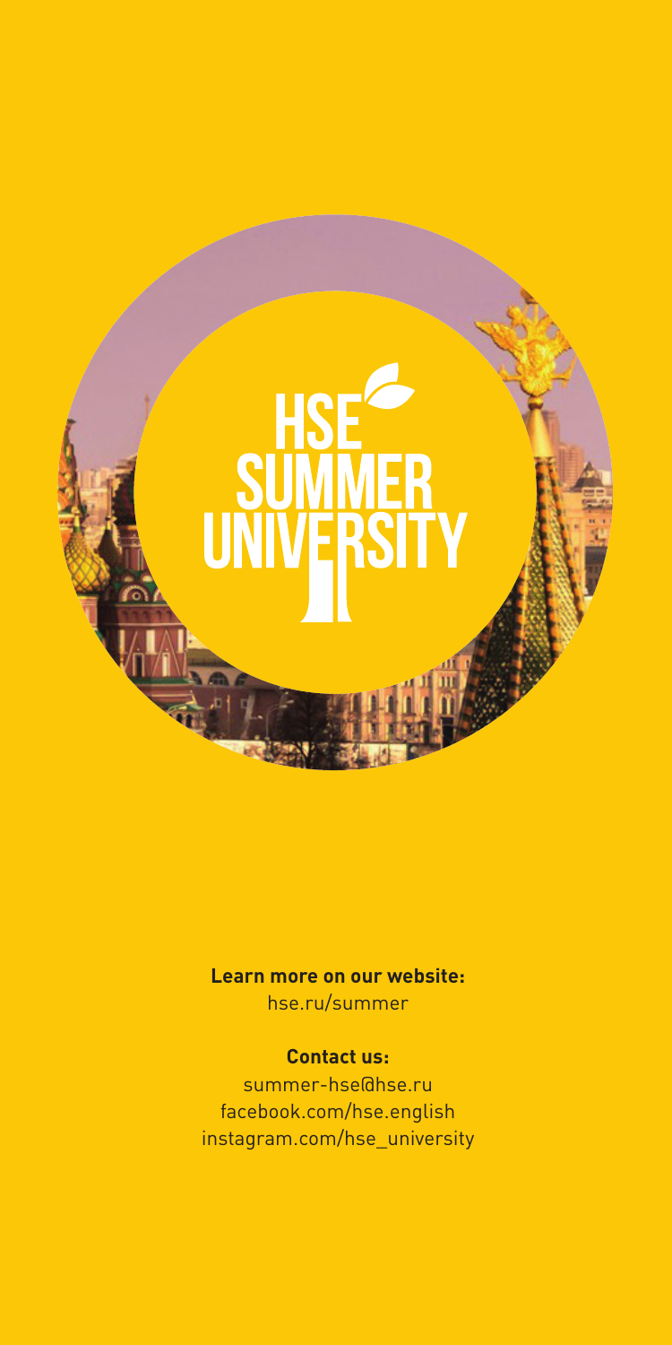# HSE SUMMER UNIVERSITY

**Learn more on our website:**
hse.ru/summer

**Contact us:**
summer-hse@hse.ru
facebook.com/hse.english
instagram.com/hse_university